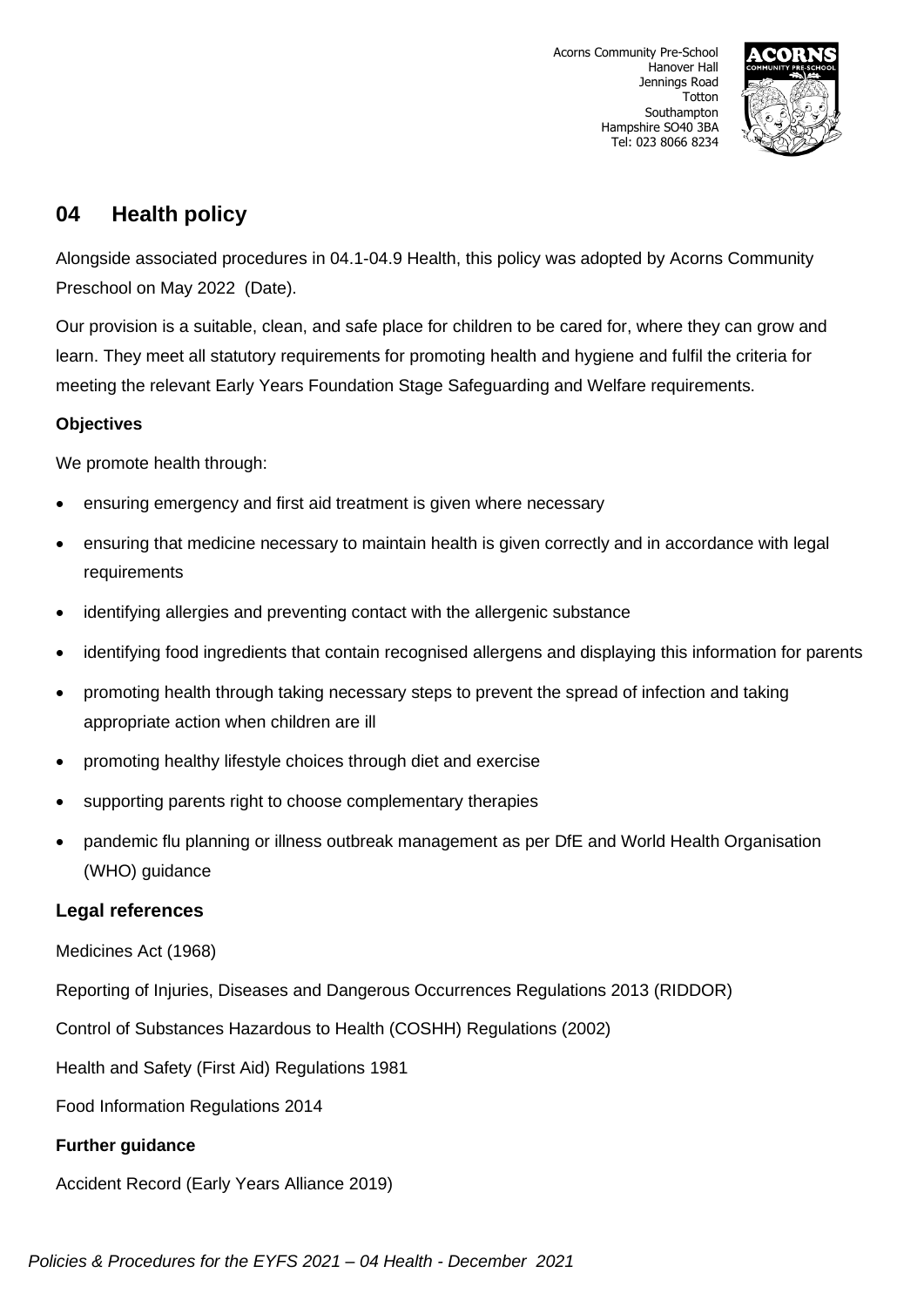Acorns Community Pre-School
Hanover Hall
Jennings Road
Totton
Southampton
Hampshire SO40 3BA
Tel: 023 8066 8234

## 04 Health policy

Alongside associated procedures in 04.1-04.9 Health, this policy was adopted by Acorns Community Preschool on May 2022 (Date).

Our provision is a suitable, clean, and safe place for children to be cared for, where they can grow and learn. They meet all statutory requirements for promoting health and hygiene and fulfil the criteria for meeting the relevant Early Years Foundation Stage Safeguarding and Welfare requirements.

**Objectives**

We promote health through:

- ensuring emergency and first aid treatment is given where necessary
- ensuring that medicine necessary to maintain health is given correctly and in accordance with legal requirements
- identifying allergies and preventing contact with the allergenic substance
- identifying food ingredients that contain recognised allergens and displaying this information for parents
- promoting health through taking necessary steps to prevent the spread of infection and taking appropriate action when children are ill
- promoting healthy lifestyle choices through diet and exercise
- supporting parents right to choose complementary therapies
- pandemic flu planning or illness outbreak management as per DfE and World Health Organisation (WHO) guidance

### Legal references

Medicines Act (1968)

Reporting of Injuries, Diseases and Dangerous Occurrences Regulations 2013 (RIDDOR)

Control of Substances Hazardous to Health (COSHH) Regulations (2002)

Health and Safety (First Aid) Regulations 1981

Food Information Regulations 2014

**Further guidance**

Accident Record (Early Years Alliance 2019)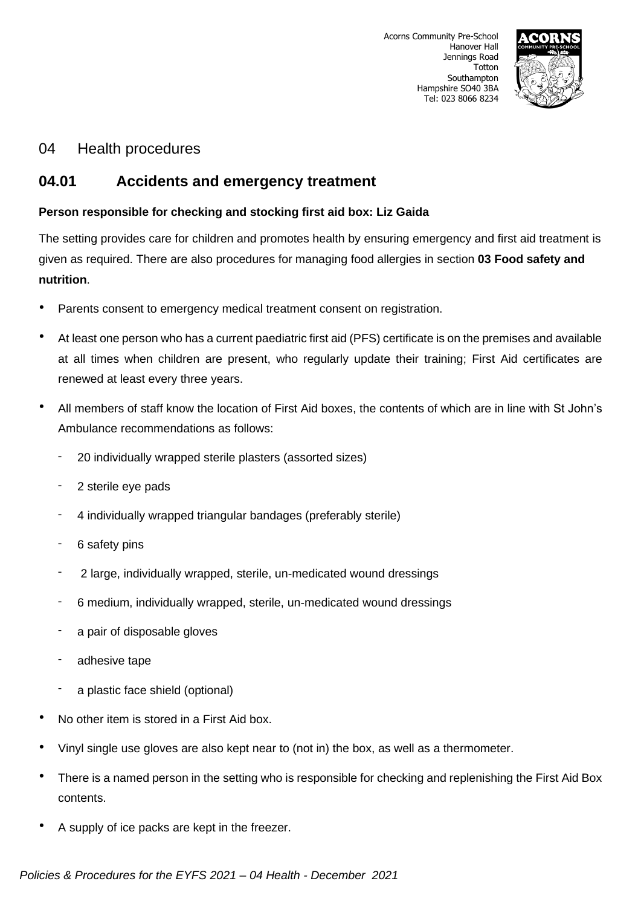Acorns Community Pre-School
Hanover Hall
Jennings Road
Totton
Southampton
Hampshire SO40 3BA
Tel: 023 8066 8234

# 04 Health procedures

## 04.01 Accidents and emergency treatment

**Person responsible for checking and stocking first aid box: Liz Gaida**

The setting provides care for children and promotes health by ensuring emergency and first aid treatment is given as required. There are also procedures for managing food allergies in section **03 Food safety and nutrition**.

- Parents consent to emergency medical treatment consent on registration.
- At least one person who has a current paediatric first aid (PFS) certificate is on the premises and available at all times when children are present, who regularly update their training; First Aid certificates are renewed at least every three years.
- All members of staff know the location of First Aid boxes, the contents of which are in line with St John's Ambulance recommendations as follows:
    - 20 individually wrapped sterile plasters (assorted sizes)
    - 2 sterile eye pads
    - 4 individually wrapped triangular bandages (preferably sterile)
    - 6 safety pins
    - 2 large, individually wrapped, sterile, un-medicated wound dressings
    - 6 medium, individually wrapped, sterile, un-medicated wound dressings
    - a pair of disposable gloves
    - adhesive tape
    - a plastic face shield (optional)
- No other item is stored in a First Aid box.
- Vinyl single use gloves are also kept near to (not in) the box, as well as a thermometer.
- There is a named person in the setting who is responsible for checking and replenishing the First Aid Box contents.
- A supply of ice packs are kept in the freezer.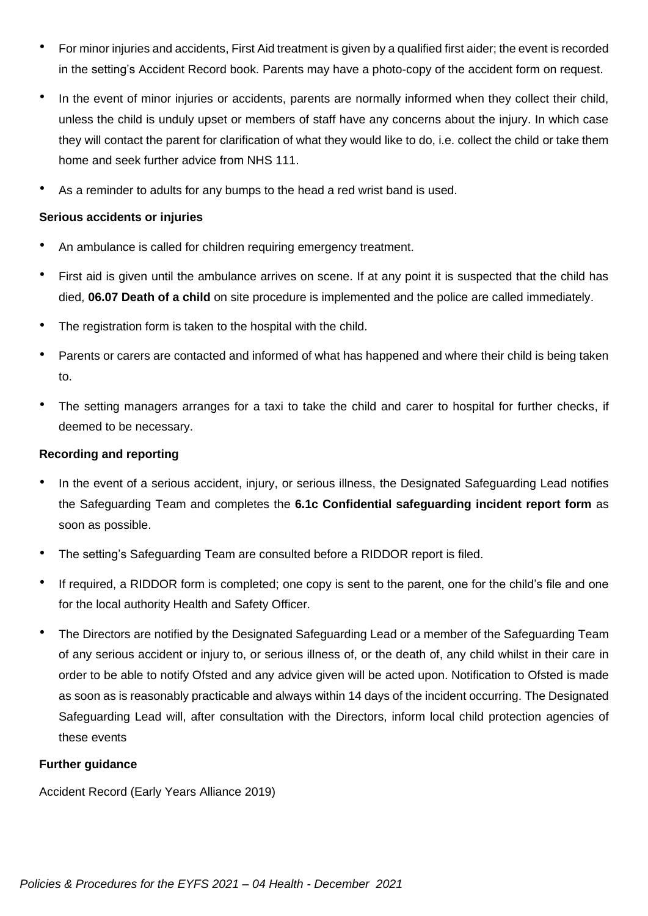- For minor injuries and accidents, First Aid treatment is given by a qualified first aider; the event is recorded in the setting's Accident Record book. Parents may have a photo-copy of the accident form on request.
- In the event of minor injuries or accidents, parents are normally informed when they collect their child, unless the child is unduly upset or members of staff have any concerns about the injury. In which case they will contact the parent for clarification of what they would like to do, i.e. collect the child or take them home and seek further advice from NHS 111.
- As a reminder to adults for any bumps to the head a red wrist band is used.

**Serious accidents or injuries**

- An ambulance is called for children requiring emergency treatment.
- First aid is given until the ambulance arrives on scene. If at any point it is suspected that the child has died, **06.07 Death of a child** on site procedure is implemented and the police are called immediately.
- The registration form is taken to the hospital with the child.
- Parents or carers are contacted and informed of what has happened and where their child is being taken to.
- The setting managers arranges for a taxi to take the child and carer to hospital for further checks, if deemed to be necessary.

**Recording and reporting**

- In the event of a serious accident, injury, or serious illness, the Designated Safeguarding Lead notifies the Safeguarding Team and completes the **6.1c Confidential safeguarding incident report form** as soon as possible.
- The setting's Safeguarding Team are consulted before a RIDDOR report is filed.
- If required, a RIDDOR form is completed; one copy is sent to the parent, one for the child's file and one for the local authority Health and Safety Officer.
- The Directors are notified by the Designated Safeguarding Lead or a member of the Safeguarding Team of any serious accident or injury to, or serious illness of, or the death of, any child whilst in their care in order to be able to notify Ofsted and any advice given will be acted upon. Notification to Ofsted is made as soon as is reasonably practicable and always within 14 days of the incident occurring. The Designated Safeguarding Lead will, after consultation with the Directors, inform local child protection agencies of these events

**Further guidance**

Accident Record (Early Years Alliance 2019)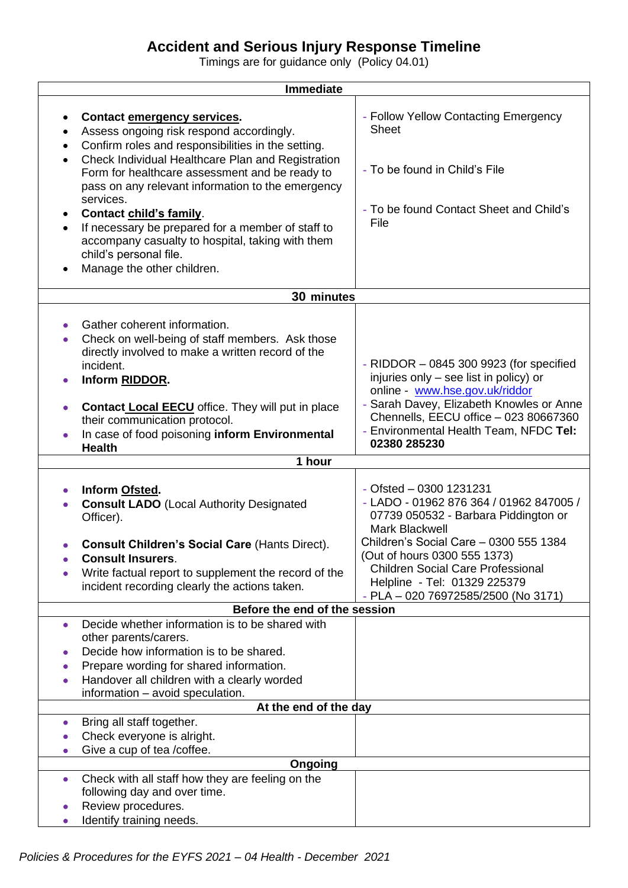# Accident and Serious Injury Response Timeline

Timings are for guidance only (Policy 04.01)

| **Immediate** | |
|---|---|
| • **Contact emergency services.**<br>• Assess ongoing risk respond accordingly.<br>• Confirm roles and responsibilities in the setting.<br>• Check Individual Healthcare Plan and Registration Form for healthcare assessment and be ready to pass on any relevant information to the emergency services.<br>• **Contact child's family**.<br>• If necessary be prepared for a member of staff to accompany casualty to hospital, taking with them child's personal file.<br>• Manage the other children. | - Follow Yellow Contacting Emergency Sheet<br><br>- To be found in Child's File<br><br>- To be found Contact Sheet and Child's File |
| **30 minutes** | |
| • Gather coherent information.<br>• Check on well-being of staff members. Ask those directly involved to make a written record of the incident.<br>• **Inform RIDDOR.**<br>• **Contact Local EECU** office. They will put in place their communication protocol.<br>• In case of food poisoning **inform Environmental Health** | - RIDDOR – 0845 300 9923 (for specified injuries only – see list in policy) or online - www.hse.gov.uk/riddor<br>- Sarah Davey, Elizabeth Knowles or Anne Chennells, EECU office – 023 80667360<br>- Environmental Health Team, NFDC **Tel: 02380 285230** |
| **1 hour** | |
| • **Inform Ofsted.**<br>• **Consult LADO** (Local Authority Designated Officer).<br>• **Consult Children's Social Care** (Hants Direct).<br>• **Consult Insurers**.<br>• Write factual report to supplement the record of the incident recording clearly the actions taken. | - Ofsted – 0300 1231231<br>- LADO - 01962 876 364 / 01962 847005 / 07739 050532 - Barbara Piddington or Mark Blackwell<br>Children's Social Care – 0300 555 1384 (Out of hours 0300 555 1373)<br>Children Social Care Professional Helpline - Tel: 01329 225379<br>- PLA – 020 76972585/2500 (No 3171) |
| **Before the end of the session** | |
| • Decide whether information is to be shared with other parents/carers.<br>• Decide how information is to be shared.<br>• Prepare wording for shared information.<br>• Handover all children with a clearly worded information – avoid speculation. | |
| **At the end of the day** | |
| • Bring all staff together.<br>• Check everyone is alright.<br>• Give a cup of tea /coffee. | |
| **Ongoing** | |
| • Check with all staff how they are feeling on the following day and over time.<br>• Review procedures.<br>• Identify training needs. | |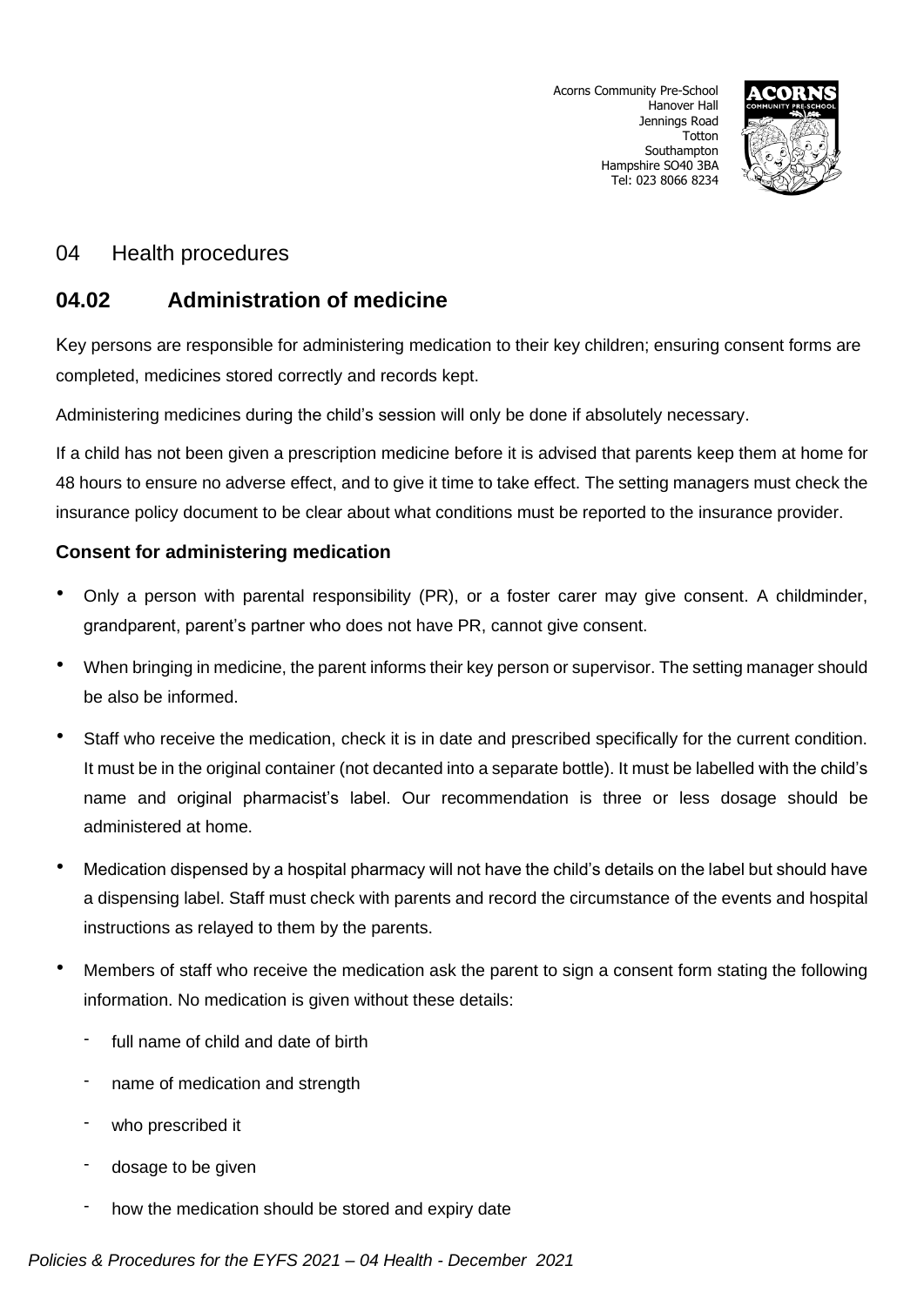Acorns Community Pre-School
Hanover Hall
Jennings Road
Totton
Southampton
Hampshire SO40 3BA
Tel: 023 8066 8234

## 04 Health procedures

## 04.02 Administration of medicine

Key persons are responsible for administering medication to their key children; ensuring consent forms are completed, medicines stored correctly and records kept.

Administering medicines during the child's session will only be done if absolutely necessary.

If a child has not been given a prescription medicine before it is advised that parents keep them at home for 48 hours to ensure no adverse effect, and to give it time to take effect. The setting managers must check the insurance policy document to be clear about what conditions must be reported to the insurance provider.

### Consent for administering medication

- Only a person with parental responsibility (PR), or a foster carer may give consent. A childminder, grandparent, parent's partner who does not have PR, cannot give consent.
- When bringing in medicine, the parent informs their key person or supervisor. The setting manager should be also be informed.
- Staff who receive the medication, check it is in date and prescribed specifically for the current condition. It must be in the original container (not decanted into a separate bottle). It must be labelled with the child's name and original pharmacist's label. Our recommendation is three or less dosage should be administered at home.
- Medication dispensed by a hospital pharmacy will not have the child's details on the label but should have a dispensing label. Staff must check with parents and record the circumstance of the events and hospital instructions as relayed to them by the parents.
- Members of staff who receive the medication ask the parent to sign a consent form stating the following information. No medication is given without these details:
  - full name of child and date of birth
  - name of medication and strength
  - who prescribed it
  - dosage to be given
  - how the medication should be stored and expiry date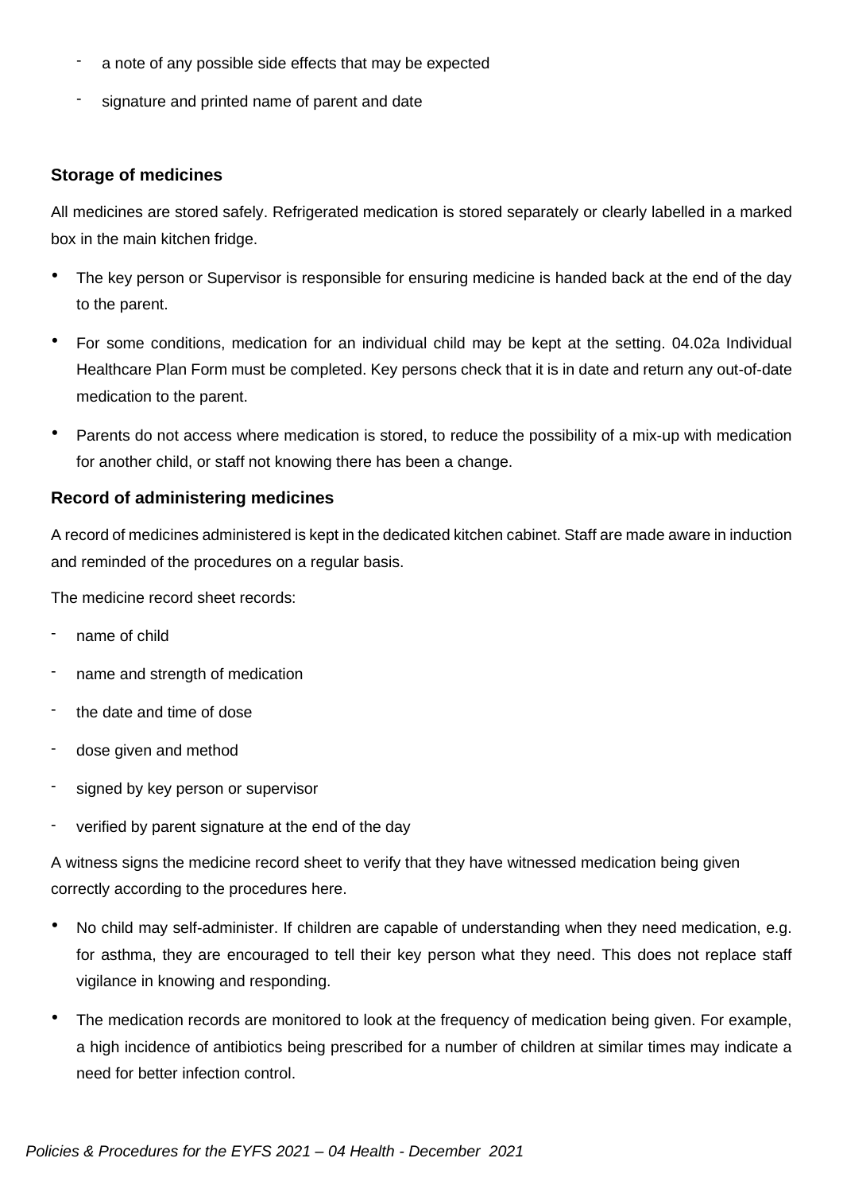- a note of any possible side effects that may be expected
- signature and printed name of parent and date

### Storage of medicines

All medicines are stored safely. Refrigerated medication is stored separately or clearly labelled in a marked box in the main kitchen fridge.

- The key person or Supervisor is responsible for ensuring medicine is handed back at the end of the day to the parent.
- For some conditions, medication for an individual child may be kept at the setting. 04.02a Individual Healthcare Plan Form must be completed. Key persons check that it is in date and return any out-of-date medication to the parent.
- Parents do not access where medication is stored, to reduce the possibility of a mix-up with medication for another child, or staff not knowing there has been a change.

### Record of administering medicines

A record of medicines administered is kept in the dedicated kitchen cabinet. Staff are made aware in induction and reminded of the procedures on a regular basis.

The medicine record sheet records:

- name of child
- name and strength of medication
- the date and time of dose
- dose given and method
- signed by key person or supervisor
- verified by parent signature at the end of the day

A witness signs the medicine record sheet to verify that they have witnessed medication being given correctly according to the procedures here.

- No child may self-administer. If children are capable of understanding when they need medication, e.g. for asthma, they are encouraged to tell their key person what they need. This does not replace staff vigilance in knowing and responding.
- The medication records are monitored to look at the frequency of medication being given. For example, a high incidence of antibiotics being prescribed for a number of children at similar times may indicate a need for better infection control.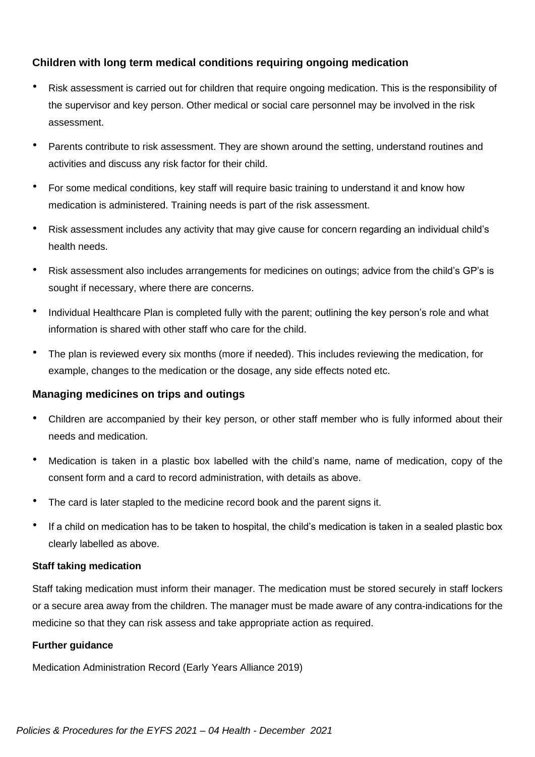### Children with long term medical conditions requiring ongoing medication

- Risk assessment is carried out for children that require ongoing medication. This is the responsibility of the supervisor and key person. Other medical or social care personnel may be involved in the risk assessment.
- Parents contribute to risk assessment. They are shown around the setting, understand routines and activities and discuss any risk factor for their child.
- For some medical conditions, key staff will require basic training to understand it and know how medication is administered. Training needs is part of the risk assessment.
- Risk assessment includes any activity that may give cause for concern regarding an individual child's health needs.
- Risk assessment also includes arrangements for medicines on outings; advice from the child's GP's is sought if necessary, where there are concerns.
- Individual Healthcare Plan is completed fully with the parent; outlining the key person's role and what information is shared with other staff who care for the child.
- The plan is reviewed every six months (more if needed). This includes reviewing the medication, for example, changes to the medication or the dosage, any side effects noted etc.

### Managing medicines on trips and outings

- Children are accompanied by their key person, or other staff member who is fully informed about their needs and medication.
- Medication is taken in a plastic box labelled with the child's name, name of medication, copy of the consent form and a card to record administration, with details as above.
- The card is later stapled to the medicine record book and the parent signs it.
- If a child on medication has to be taken to hospital, the child's medication is taken in a sealed plastic box clearly labelled as above.

#### Staff taking medication

Staff taking medication must inform their manager. The medication must be stored securely in staff lockers or a secure area away from the children. The manager must be made aware of any contra-indications for the medicine so that they can risk assess and take appropriate action as required.

#### Further guidance

Medication Administration Record (Early Years Alliance 2019)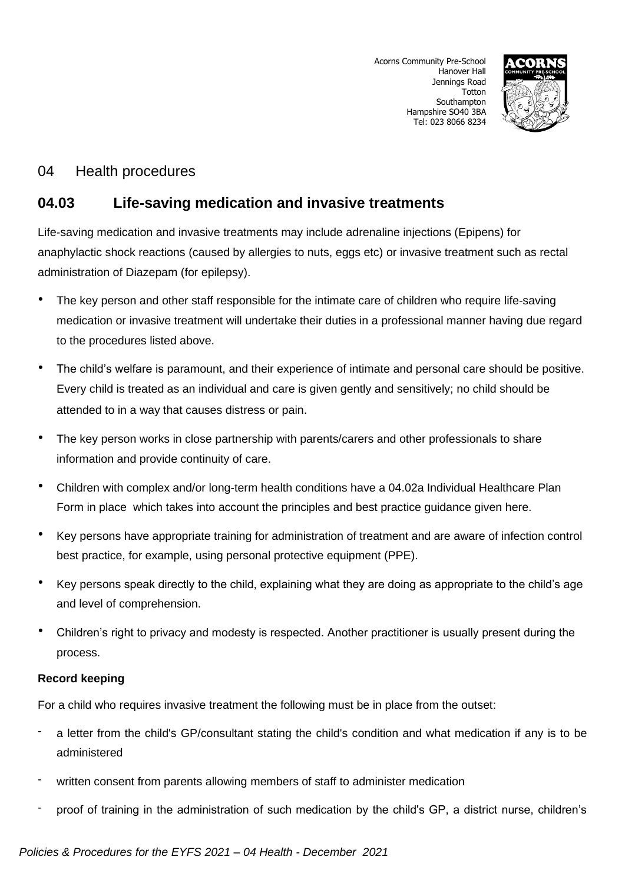Acorns Community Pre-School
Hanover Hall
Jennings Road
Totton
Southampton
Hampshire SO40 3BA
Tel: 023 8066 8234

## 04 Health procedures

## 04.03 Life-saving medication and invasive treatments

Life-saving medication and invasive treatments may include adrenaline injections (Epipens) for anaphylactic shock reactions (caused by allergies to nuts, eggs etc) or invasive treatment such as rectal administration of Diazepam (for epilepsy).

- The key person and other staff responsible for the intimate care of children who require life-saving medication or invasive treatment will undertake their duties in a professional manner having due regard to the procedures listed above.
- The child's welfare is paramount, and their experience of intimate and personal care should be positive. Every child is treated as an individual and care is given gently and sensitively; no child should be attended to in a way that causes distress or pain.
- The key person works in close partnership with parents/carers and other professionals to share information and provide continuity of care.
- Children with complex and/or long-term health conditions have a 04.02a Individual Healthcare Plan Form in place which takes into account the principles and best practice guidance given here.
- Key persons have appropriate training for administration of treatment and are aware of infection control best practice, for example, using personal protective equipment (PPE).
- Key persons speak directly to the child, explaining what they are doing as appropriate to the child's age and level of comprehension.
- Children's right to privacy and modesty is respected. Another practitioner is usually present during the process.

**Record keeping**

For a child who requires invasive treatment the following must be in place from the outset:

- a letter from the child's GP/consultant stating the child's condition and what medication if any is to be administered
- written consent from parents allowing members of staff to administer medication
- proof of training in the administration of such medication by the child's GP, a district nurse, children's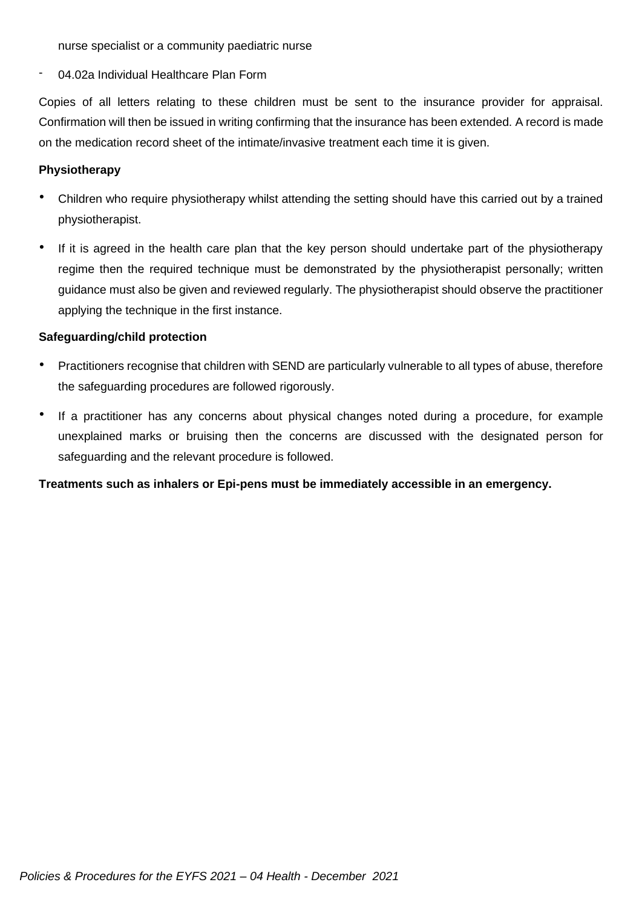nurse specialist or a community paediatric nurse

- 04.02a Individual Healthcare Plan Form

Copies of all letters relating to these children must be sent to the insurance provider for appraisal. Confirmation will then be issued in writing confirming that the insurance has been extended. A record is made on the medication record sheet of the intimate/invasive treatment each time it is given.

**Physiotherapy**

- Children who require physiotherapy whilst attending the setting should have this carried out by a trained physiotherapist.
- If it is agreed in the health care plan that the key person should undertake part of the physiotherapy regime then the required technique must be demonstrated by the physiotherapist personally; written guidance must also be given and reviewed regularly. The physiotherapist should observe the practitioner applying the technique in the first instance.

**Safeguarding/child protection**

- Practitioners recognise that children with SEND are particularly vulnerable to all types of abuse, therefore the safeguarding procedures are followed rigorously.
- If a practitioner has any concerns about physical changes noted during a procedure, for example unexplained marks or bruising then the concerns are discussed with the designated person for safeguarding and the relevant procedure is followed.

**Treatments such as inhalers or Epi-pens must be immediately accessible in an emergency.**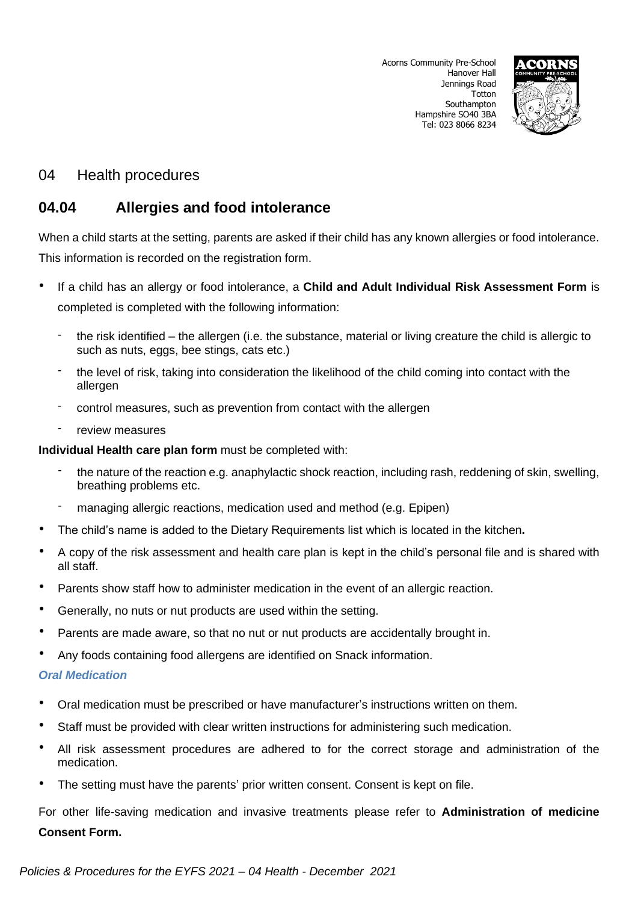Acorns Community Pre-School
Hanover Hall
Jennings Road
Totton
Southampton
Hampshire SO40 3BA
Tel: 023 8066 8234

## 04 Health procedures

## 04.04 Allergies and food intolerance

When a child starts at the setting, parents are asked if their child has any known allergies or food intolerance. This information is recorded on the registration form.

- If a child has an allergy or food intolerance, a **Child and Adult Individual Risk Assessment Form** is completed is completed with the following information:
  - the risk identified – the allergen (i.e. the substance, material or living creature the child is allergic to such as nuts, eggs, bee stings, cats etc.)
  - the level of risk, taking into consideration the likelihood of the child coming into contact with the allergen
  - control measures, such as prevention from contact with the allergen
  - review measures

**Individual Health care plan form** must be completed with:

- the nature of the reaction e.g. anaphylactic shock reaction, including rash, reddening of skin, swelling, breathing problems etc.
- managing allergic reactions, medication used and method (e.g. Epipen)

- The child's name is added to the Dietary Requirements list which is located in the kitchen**.**
- A copy of the risk assessment and health care plan is kept in the child's personal file and is shared with all staff.
- Parents show staff how to administer medication in the event of an allergic reaction.
- Generally, no nuts or nut products are used within the setting.
- Parents are made aware, so that no nut or nut products are accidentally brought in.
- Any foods containing food allergens are identified on Snack information.

***Oral Medication***

- Oral medication must be prescribed or have manufacturer's instructions written on them.
- Staff must be provided with clear written instructions for administering such medication.
- All risk assessment procedures are adhered to for the correct storage and administration of the medication.
- The setting must have the parents' prior written consent. Consent is kept on file.

For other life-saving medication and invasive treatments please refer to **Administration of medicine Consent Form.**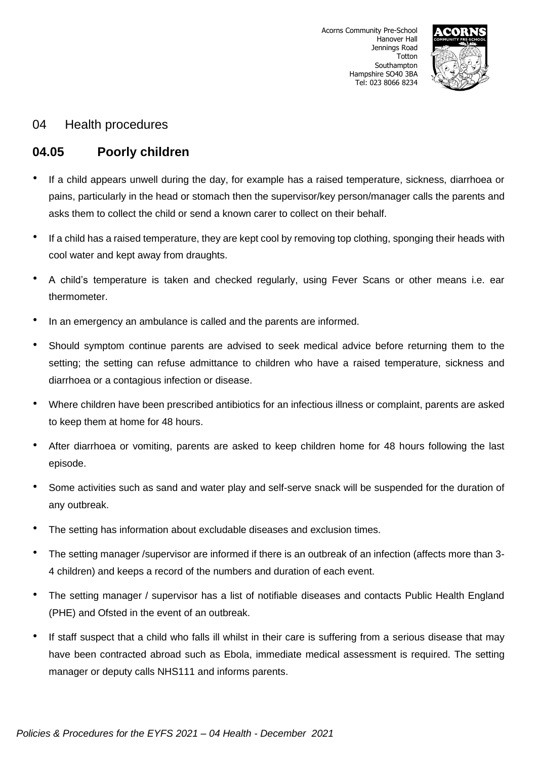## 04 Health procedures

### 04.05 Poorly children

- If a child appears unwell during the day, for example has a raised temperature, sickness, diarrhoea or pains, particularly in the head or stomach then the supervisor/key person/manager calls the parents and asks them to collect the child or send a known carer to collect on their behalf.
- If a child has a raised temperature, they are kept cool by removing top clothing, sponging their heads with cool water and kept away from draughts.
- A child's temperature is taken and checked regularly, using Fever Scans or other means i.e. ear thermometer.
- In an emergency an ambulance is called and the parents are informed.
- Should symptom continue parents are advised to seek medical advice before returning them to the setting; the setting can refuse admittance to children who have a raised temperature, sickness and diarrhoea or a contagious infection or disease.
- Where children have been prescribed antibiotics for an infectious illness or complaint, parents are asked to keep them at home for 48 hours.
- After diarrhoea or vomiting, parents are asked to keep children home for 48 hours following the last episode.
- Some activities such as sand and water play and self-serve snack will be suspended for the duration of any outbreak.
- The setting has information about excludable diseases and exclusion times.
- The setting manager /supervisor are informed if there is an outbreak of an infection (affects more than 3-4 children) and keeps a record of the numbers and duration of each event.
- The setting manager / supervisor has a list of notifiable diseases and contacts Public Health England (PHE) and Ofsted in the event of an outbreak.
- If staff suspect that a child who falls ill whilst in their care is suffering from a serious disease that may have been contracted abroad such as Ebola, immediate medical assessment is required. The setting manager or deputy calls NHS111 and informs parents.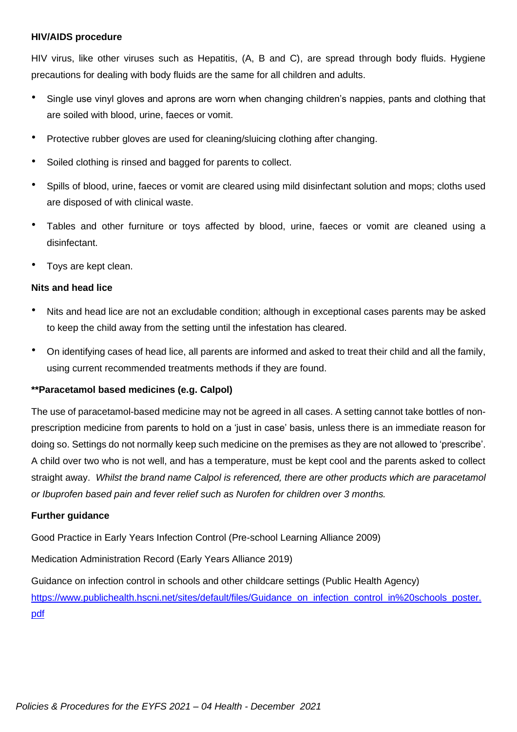**HIV/AIDS procedure**

HIV virus, like other viruses such as Hepatitis, (A, B and C), are spread through body fluids. Hygiene precautions for dealing with body fluids are the same for all children and adults.

- Single use vinyl gloves and aprons are worn when changing children's nappies, pants and clothing that are soiled with blood, urine, faeces or vomit.
- Protective rubber gloves are used for cleaning/sluicing clothing after changing.
- Soiled clothing is rinsed and bagged for parents to collect.
- Spills of blood, urine, faeces or vomit are cleared using mild disinfectant solution and mops; cloths used are disposed of with clinical waste.
- Tables and other furniture or toys affected by blood, urine, faeces or vomit are cleaned using a disinfectant.
- Toys are kept clean.

**Nits and head lice**

- Nits and head lice are not an excludable condition; although in exceptional cases parents may be asked to keep the child away from the setting until the infestation has cleared.
- On identifying cases of head lice, all parents are informed and asked to treat their child and all the family, using current recommended treatments methods if they are found.

**\*\*Paracetamol based medicines (e.g. Calpol)**

The use of paracetamol-based medicine may not be agreed in all cases. A setting cannot take bottles of non-prescription medicine from parents to hold on a 'just in case' basis, unless there is an immediate reason for doing so. Settings do not normally keep such medicine on the premises as they are not allowed to 'prescribe'. A child over two who is not well, and has a temperature, must be kept cool and the parents asked to collect straight away. *Whilst the brand name Calpol is referenced, there are other products which are paracetamol or Ibuprofen based pain and fever relief such as Nurofen for children over 3 months.*

**Further guidance**

Good Practice in Early Years Infection Control (Pre-school Learning Alliance 2009)

Medication Administration Record (Early Years Alliance 2019)

Guidance on infection control in schools and other childcare settings (Public Health Agency) https://www.publichealth.hscni.net/sites/default/files/Guidance_on_infection_control_in%20schools_poster.pdf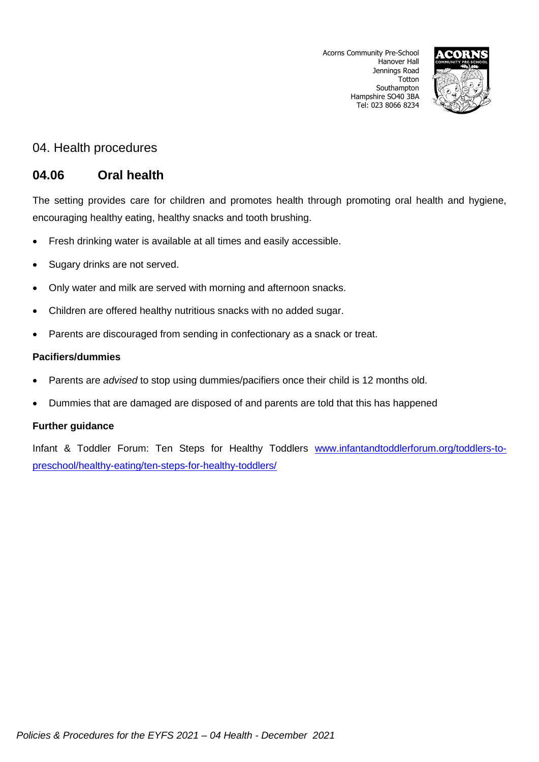Acorns Community Pre-School
Hanover Hall
Jennings Road
Totton
Southampton
Hampshire SO40 3BA
Tel: 023 8066 8234

## 04. Health procedures

## 04.06 Oral health

The setting provides care for children and promotes health through promoting oral health and hygiene, encouraging healthy eating, healthy snacks and tooth brushing.

- Fresh drinking water is available at all times and easily accessible.
- Sugary drinks are not served.
- Only water and milk are served with morning and afternoon snacks.
- Children are offered healthy nutritious snacks with no added sugar.
- Parents are discouraged from sending in confectionary as a snack or treat.

**Pacifiers/dummies**

- Parents are *advised* to stop using dummies/pacifiers once their child is 12 months old.
- Dummies that are damaged are disposed of and parents are told that this has happened

**Further guidance**

Infant & Toddler Forum: Ten Steps for Healthy Toddlers [www.infantandtoddlerforum.org/toddlers-to-preschool/healthy-eating/ten-steps-for-healthy-toddlers/](www.infantandtoddlerforum.org/toddlers-to-preschool/healthy-eating/ten-steps-for-healthy-toddlers/)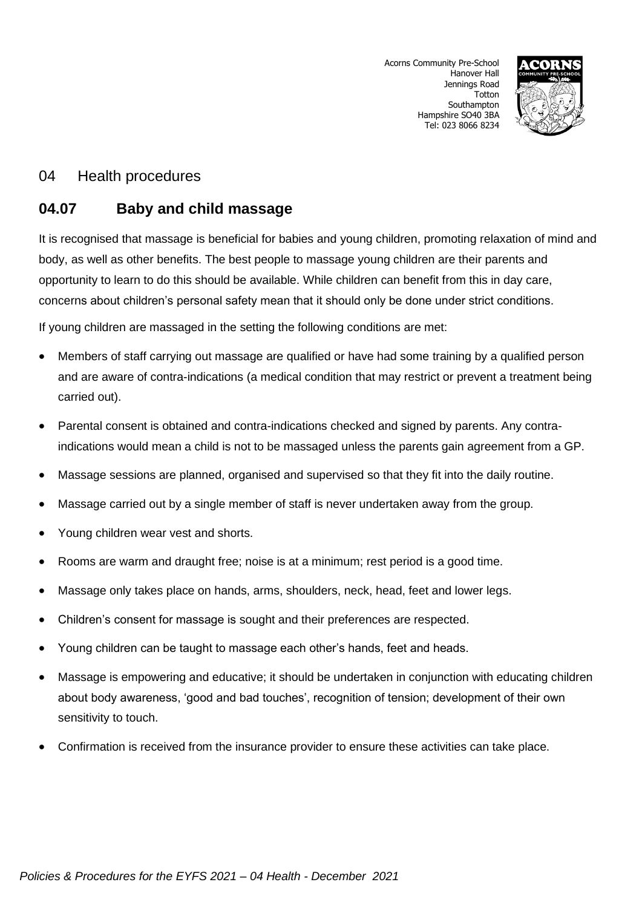Acorns Community Pre-School
Hanover Hall
Jennings Road
Totton
Southampton
Hampshire SO40 3BA
Tel: 023 8066 8234

## 04 Health procedures

## 04.07 Baby and child massage

It is recognised that massage is beneficial for babies and young children, promoting relaxation of mind and body, as well as other benefits. The best people to massage young children are their parents and opportunity to learn to do this should be available. While children can benefit from this in day care, concerns about children's personal safety mean that it should only be done under strict conditions.

If young children are massaged in the setting the following conditions are met:

- Members of staff carrying out massage are qualified or have had some training by a qualified person and are aware of contra-indications (a medical condition that may restrict or prevent a treatment being carried out).
- Parental consent is obtained and contra-indications checked and signed by parents. Any contra-indications would mean a child is not to be massaged unless the parents gain agreement from a GP.
- Massage sessions are planned, organised and supervised so that they fit into the daily routine.
- Massage carried out by a single member of staff is never undertaken away from the group.
- Young children wear vest and shorts.
- Rooms are warm and draught free; noise is at a minimum; rest period is a good time.
- Massage only takes place on hands, arms, shoulders, neck, head, feet and lower legs.
- Children's consent for massage is sought and their preferences are respected.
- Young children can be taught to massage each other's hands, feet and heads.
- Massage is empowering and educative; it should be undertaken in conjunction with educating children about body awareness, 'good and bad touches', recognition of tension; development of their own sensitivity to touch.
- Confirmation is received from the insurance provider to ensure these activities can take place.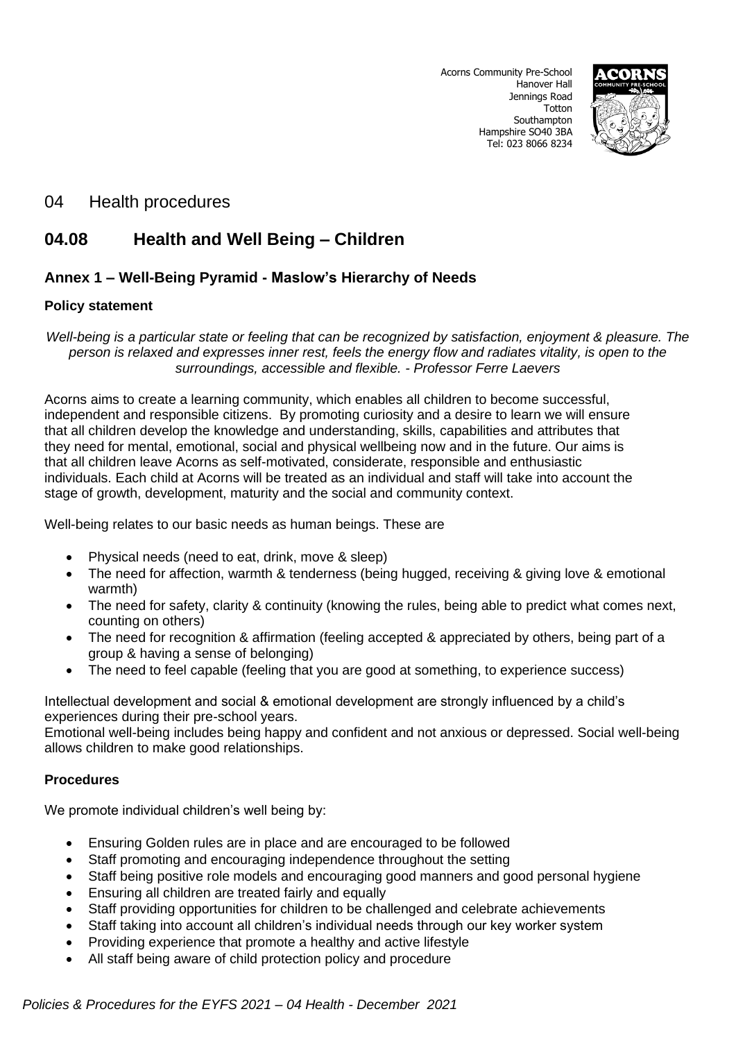Acorns Community Pre-School
Hanover Hall
Jennings Road
Totton
Southampton
Hampshire SO40 3BA
Tel: 023 8066 8234

# 04 Health procedures

## 04.08 Health and Well Being – Children

### Annex 1 – Well-Being Pyramid - Maslow's Hierarchy of Needs

**Policy statement**

*Well-being is a particular state or feeling that can be recognized by satisfaction, enjoyment & pleasure. The person is relaxed and expresses inner rest, feels the energy flow and radiates vitality, is open to the surroundings, accessible and flexible. - Professor Ferre Laevers*

Acorns aims to create a learning community, which enables all children to become successful, independent and responsible citizens. By promoting curiosity and a desire to learn we will ensure that all children develop the knowledge and understanding, skills, capabilities and attributes that they need for mental, emotional, social and physical wellbeing now and in the future. Our aims is that all children leave Acorns as self-motivated, considerate, responsible and enthusiastic individuals. Each child at Acorns will be treated as an individual and staff will take into account the stage of growth, development, maturity and the social and community context.

Well-being relates to our basic needs as human beings. These are

- Physical needs (need to eat, drink, move & sleep)
- The need for affection, warmth & tenderness (being hugged, receiving & giving love & emotional warmth)
- The need for safety, clarity & continuity (knowing the rules, being able to predict what comes next, counting on others)
- The need for recognition & affirmation (feeling accepted & appreciated by others, being part of a group & having a sense of belonging)
- The need to feel capable (feeling that you are good at something, to experience success)

Intellectual development and social & emotional development are strongly influenced by a child's experiences during their pre-school years.
Emotional well-being includes being happy and confident and not anxious or depressed. Social well-being allows children to make good relationships.

**Procedures**

We promote individual children's well being by:

- Ensuring Golden rules are in place and are encouraged to be followed
- Staff promoting and encouraging independence throughout the setting
- Staff being positive role models and encouraging good manners and good personal hygiene
- Ensuring all children are treated fairly and equally
- Staff providing opportunities for children to be challenged and celebrate achievements
- Staff taking into account all children's individual needs through our key worker system
- Providing experience that promote a healthy and active lifestyle
- All staff being aware of child protection policy and procedure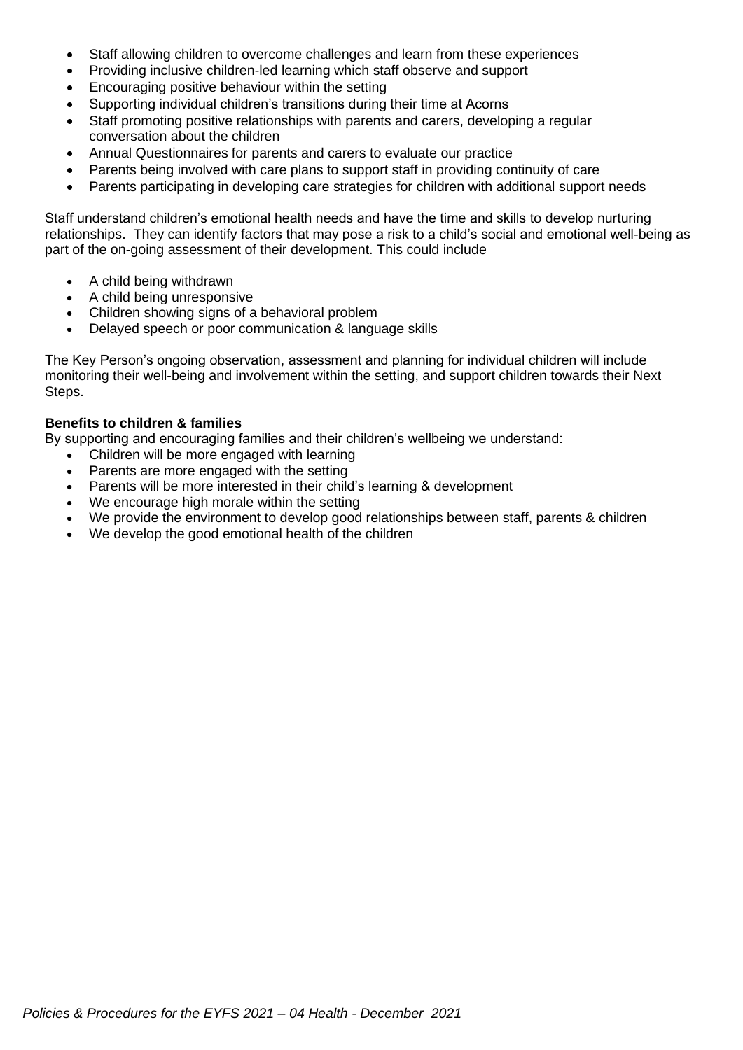- Staff allowing children to overcome challenges and learn from these experiences
- Providing inclusive children-led learning which staff observe and support
- Encouraging positive behaviour within the setting
- Supporting individual children's transitions during their time at Acorns
- Staff promoting positive relationships with parents and carers, developing a regular conversation about the children
- Annual Questionnaires for parents and carers to evaluate our practice
- Parents being involved with care plans to support staff in providing continuity of care
- Parents participating in developing care strategies for children with additional support needs

Staff understand children's emotional health needs and have the time and skills to develop nurturing relationships. They can identify factors that may pose a risk to a child's social and emotional well-being as part of the on-going assessment of their development. This could include

- A child being withdrawn
- A child being unresponsive
- Children showing signs of a behavioral problem
- Delayed speech or poor communication & language skills

The Key Person's ongoing observation, assessment and planning for individual children will include monitoring their well-being and involvement within the setting, and support children towards their Next Steps.

**Benefits to children & families**

By supporting and encouraging families and their children's wellbeing we understand:

- Children will be more engaged with learning
- Parents are more engaged with the setting
- Parents will be more interested in their child's learning & development
- We encourage high morale within the setting
- We provide the environment to develop good relationships between staff, parents & children
- We develop the good emotional health of the children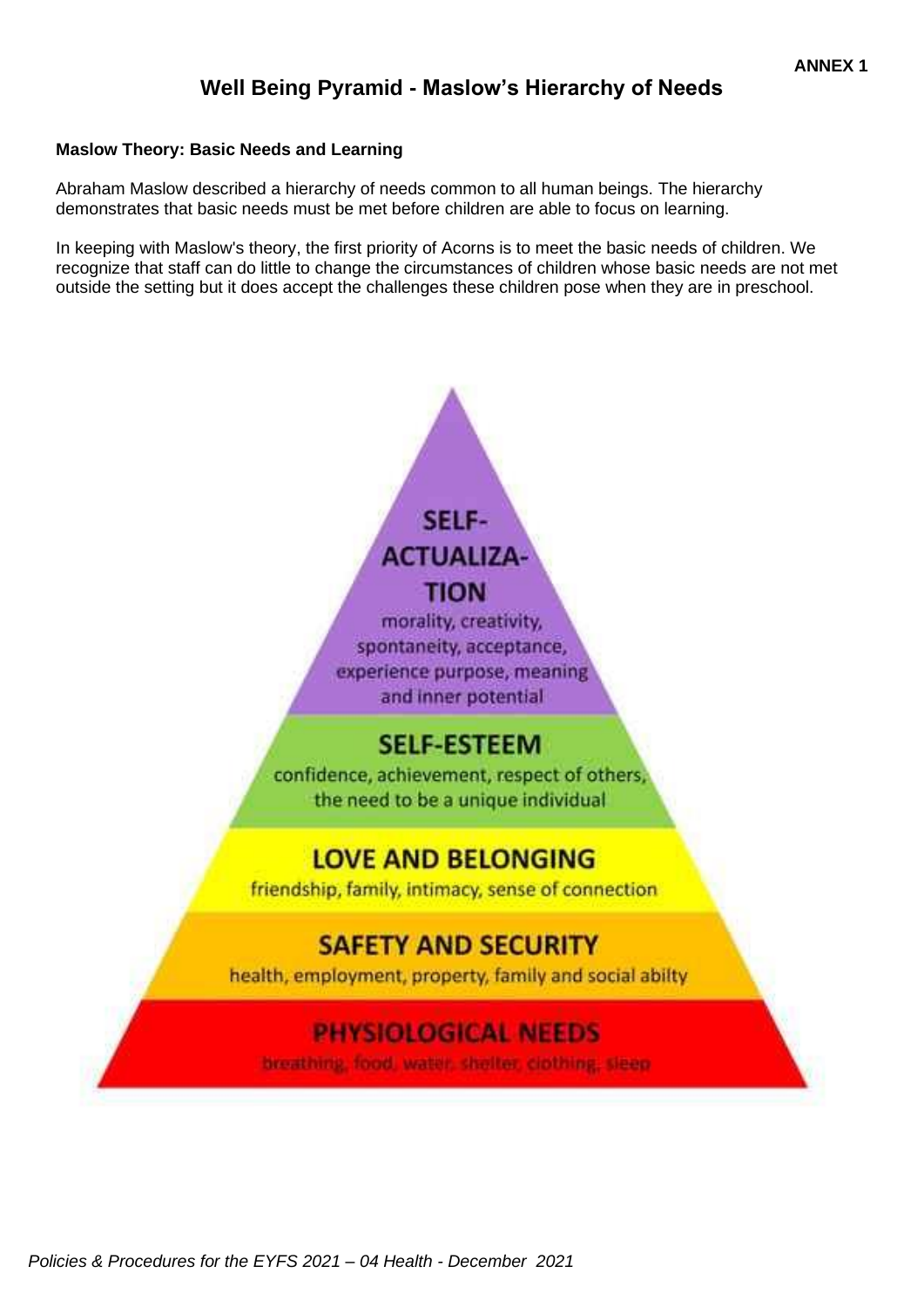ANNEX 1

# Well Being Pyramid - Maslow's Hierarchy of Needs

**Maslow Theory: Basic Needs and Learning**

Abraham Maslow described a hierarchy of needs common to all human beings. The hierarchy demonstrates that basic needs must be met before children are able to focus on learning.

In keeping with Maslow's theory, the first priority of Acorns is to meet the basic needs of children. We recognize that staff can do little to change the circumstances of children whose basic needs are not met outside the setting but it does accept the challenges these children pose when they are in preschool.

**SELF-ACTUALIZATION**
morality, creativity, spontaneity, acceptance, experience purpose, meaning and inner potential

**SELF-ESTEEM**
confidence, achievement, respect of others, the need to be a unique individual

**LOVE AND BELONGING**
friendship, family, intimacy, sense of connection

**SAFETY AND SECURITY**
health, employment, property, family and social abilty

**PHYSIOLOGICAL NEEDS**
breathing, food, water, shelter, clothing, sleep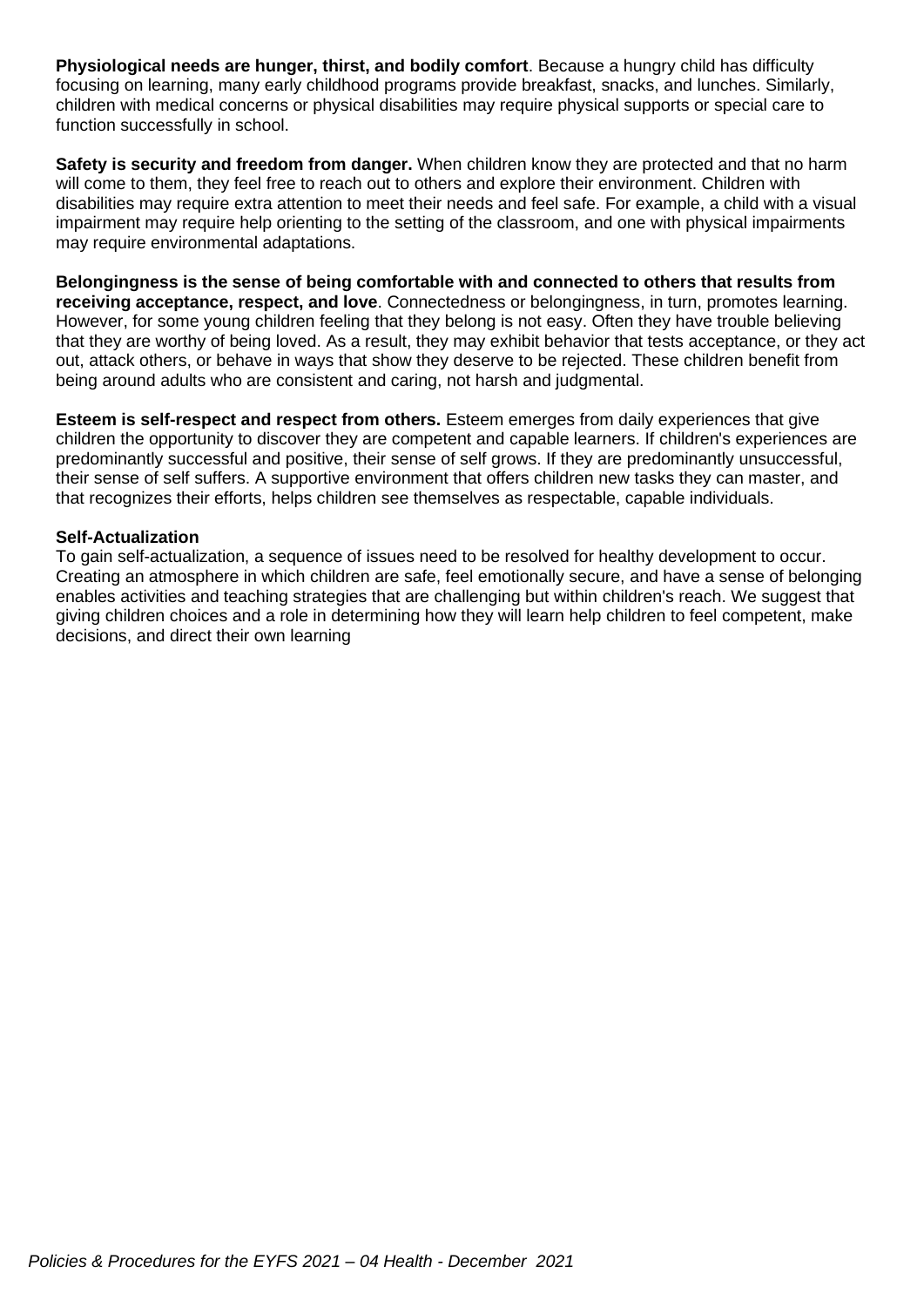**Physiological needs are hunger, thirst, and bodily comfort**. Because a hungry child has difficulty focusing on learning, many early childhood programs provide breakfast, snacks, and lunches. Similarly, children with medical concerns or physical disabilities may require physical supports or special care to function successfully in school.

**Safety is security and freedom from danger.** When children know they are protected and that no harm will come to them, they feel free to reach out to others and explore their environment. Children with disabilities may require extra attention to meet their needs and feel safe. For example, a child with a visual impairment may require help orienting to the setting of the classroom, and one with physical impairments may require environmental adaptations.

**Belongingness is the sense of being comfortable with and connected to others that results from receiving acceptance, respect, and love**. Connectedness or belongingness, in turn, promotes learning. However, for some young children feeling that they belong is not easy. Often they have trouble believing that they are worthy of being loved. As a result, they may exhibit behavior that tests acceptance, or they act out, attack others, or behave in ways that show they deserve to be rejected. These children benefit from being around adults who are consistent and caring, not harsh and judgmental.

**Esteem is self-respect and respect from others.** Esteem emerges from daily experiences that give children the opportunity to discover they are competent and capable learners. If children's experiences are predominantly successful and positive, their sense of self grows. If they are predominantly unsuccessful, their sense of self suffers. A supportive environment that offers children new tasks they can master, and that recognizes their efforts, helps children see themselves as respectable, capable individuals.

**Self-Actualization**
To gain self-actualization, a sequence of issues need to be resolved for healthy development to occur. Creating an atmosphere in which children are safe, feel emotionally secure, and have a sense of belonging enables activities and teaching strategies that are challenging but within children's reach. We suggest that giving children choices and a role in determining how they will learn help children to feel competent, make decisions, and direct their own learning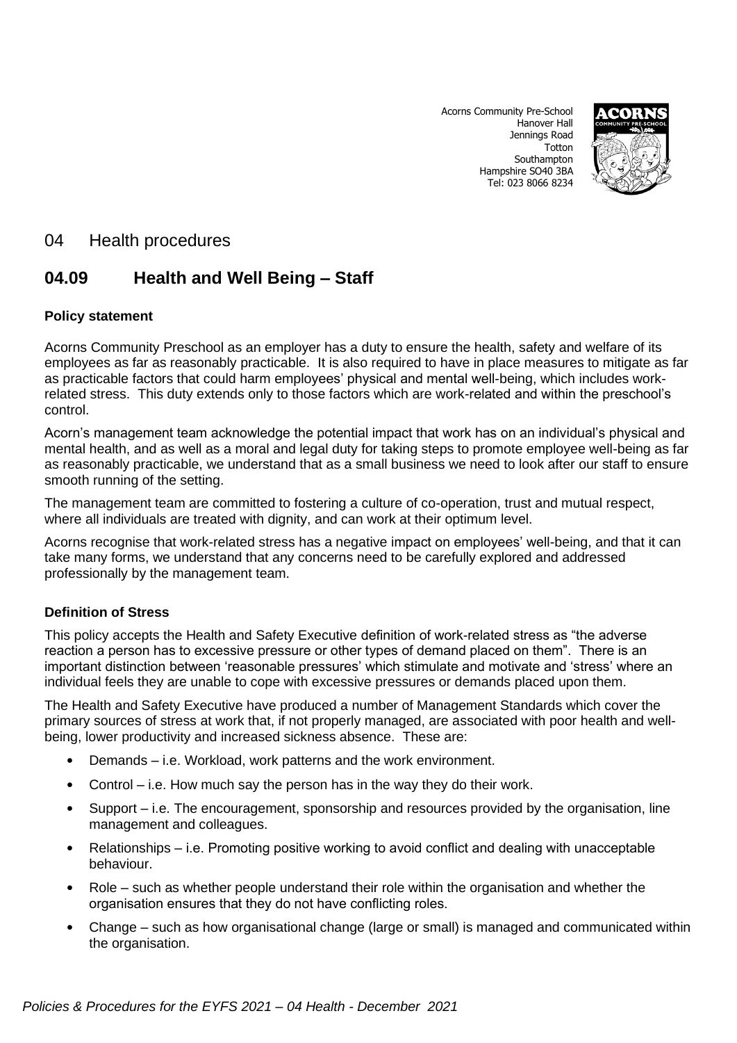Acorns Community Pre-School
Hanover Hall
Jennings Road
Totton
Southampton
Hampshire SO40 3BA
Tel: 023 8066 8234

# 04 Health procedures

## 04.09 Health and Well Being – Staff

**Policy statement**

Acorns Community Preschool as an employer has a duty to ensure the health, safety and welfare of its employees as far as reasonably practicable. It is also required to have in place measures to mitigate as far as practicable factors that could harm employees' physical and mental well-being, which includes work-related stress. This duty extends only to those factors which are work-related and within the preschool's control.

Acorn's management team acknowledge the potential impact that work has on an individual's physical and mental health, and as well as a moral and legal duty for taking steps to promote employee well-being as far as reasonably practicable, we understand that as a small business we need to look after our staff to ensure smooth running of the setting.

The management team are committed to fostering a culture of co-operation, trust and mutual respect, where all individuals are treated with dignity, and can work at their optimum level.

Acorns recognise that work-related stress has a negative impact on employees' well-being, and that it can take many forms, we understand that any concerns need to be carefully explored and addressed professionally by the management team.

**Definition of Stress**

This policy accepts the Health and Safety Executive definition of work-related stress as "the adverse reaction a person has to excessive pressure or other types of demand placed on them". There is an important distinction between 'reasonable pressures' which stimulate and motivate and 'stress' where an individual feels they are unable to cope with excessive pressures or demands placed upon them.

The Health and Safety Executive have produced a number of Management Standards which cover the primary sources of stress at work that, if not properly managed, are associated with poor health and well-being, lower productivity and increased sickness absence. These are:

- Demands – i.e. Workload, work patterns and the work environment.
- Control – i.e. How much say the person has in the way they do their work.
- Support – i.e. The encouragement, sponsorship and resources provided by the organisation, line management and colleagues.
- Relationships – i.e. Promoting positive working to avoid conflict and dealing with unacceptable behaviour.
- Role – such as whether people understand their role within the organisation and whether the organisation ensures that they do not have conflicting roles.
- Change – such as how organisational change (large or small) is managed and communicated within the organisation.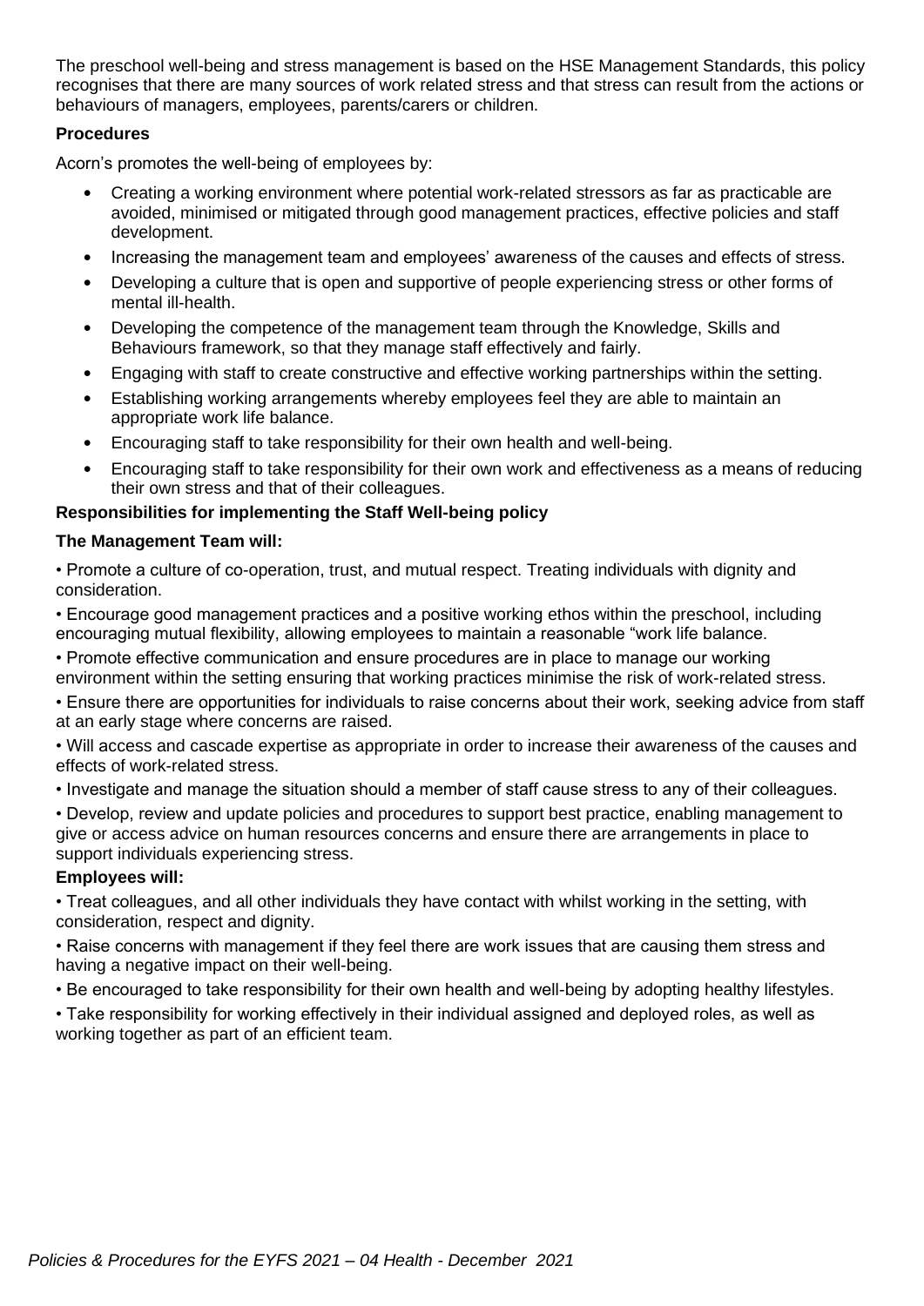The preschool well-being and stress management is based on the HSE Management Standards, this policy recognises that there are many sources of work related stress and that stress can result from the actions or behaviours of managers, employees, parents/carers or children.

**Procedures**

Acorn's promotes the well-being of employees by:

- Creating a working environment where potential work-related stressors as far as practicable are avoided, minimised or mitigated through good management practices, effective policies and staff development.
- Increasing the management team and employees' awareness of the causes and effects of stress.
- Developing a culture that is open and supportive of people experiencing stress or other forms of mental ill-health.
- Developing the competence of the management team through the Knowledge, Skills and Behaviours framework, so that they manage staff effectively and fairly.
- Engaging with staff to create constructive and effective working partnerships within the setting.
- Establishing working arrangements whereby employees feel they are able to maintain an appropriate work life balance.
- Encouraging staff to take responsibility for their own health and well-being.
- Encouraging staff to take responsibility for their own work and effectiveness as a means of reducing their own stress and that of their colleagues.

**Responsibilities for implementing the Staff Well-being policy**

**The Management Team will:**

• Promote a culture of co-operation, trust, and mutual respect. Treating individuals with dignity and consideration.

• Encourage good management practices and a positive working ethos within the preschool, including encouraging mutual flexibility, allowing employees to maintain a reasonable "work life balance.

• Promote effective communication and ensure procedures are in place to manage our working environment within the setting ensuring that working practices minimise the risk of work-related stress.

• Ensure there are opportunities for individuals to raise concerns about their work, seeking advice from staff at an early stage where concerns are raised.

• Will access and cascade expertise as appropriate in order to increase their awareness of the causes and effects of work-related stress.

• Investigate and manage the situation should a member of staff cause stress to any of their colleagues.

• Develop, review and update policies and procedures to support best practice, enabling management to give or access advice on human resources concerns and ensure there are arrangements in place to support individuals experiencing stress.

**Employees will:**

• Treat colleagues, and all other individuals they have contact with whilst working in the setting, with consideration, respect and dignity.

• Raise concerns with management if they feel there are work issues that are causing them stress and having a negative impact on their well-being.

• Be encouraged to take responsibility for their own health and well-being by adopting healthy lifestyles.

• Take responsibility for working effectively in their individual assigned and deployed roles, as well as working together as part of an efficient team.